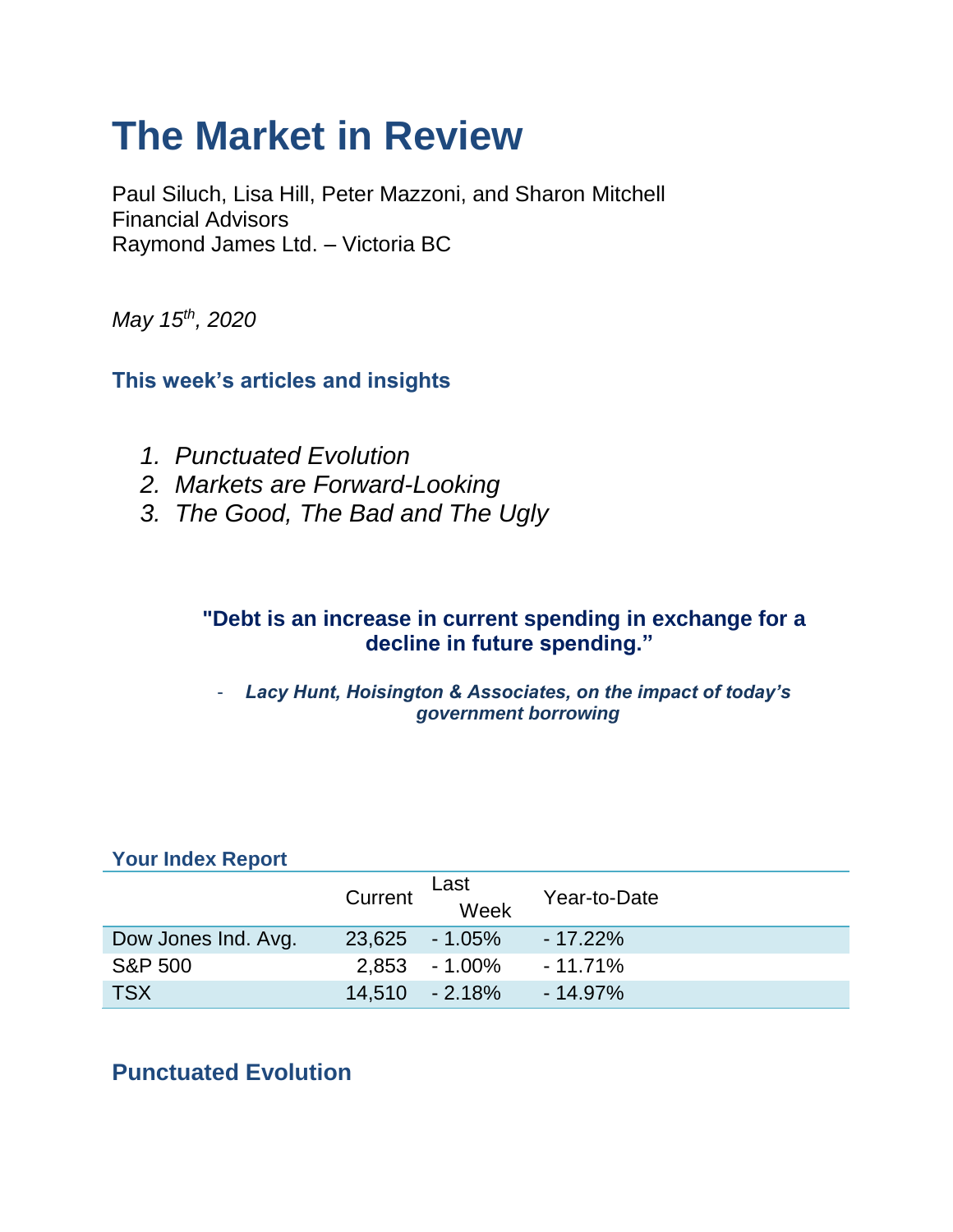# The Market in Review

Paul Siluch, Lisa Hill, Peter Mazzoni, and Sharon Mitchell
Financial Advisors
Raymond James Ltd. – Victoria BC

*May 15th, 2020*

### This week's articles and insights

1. *Punctuated Evolution*
2. *Markets are Forward-Looking*
3. *The Good, The Bad and The Ugly*

**"Debt is an increase in current spending in exchange for a decline in future spending."**

- ***Lacy Hunt, Hoisington & Associates, on the impact of today's government borrowing***

### Your Index Report

| | Current | Last Week | Year-to-Date |
|---|---|---|---|
| Dow Jones Ind. Avg. | 23,625 | - 1.05% | - 17.22% |
| S&P 500 | 2,853 | - 1.00% | - 11.71% |
| TSX | 14,510 | - 2.18% | - 14.97% |

## Punctuated Evolution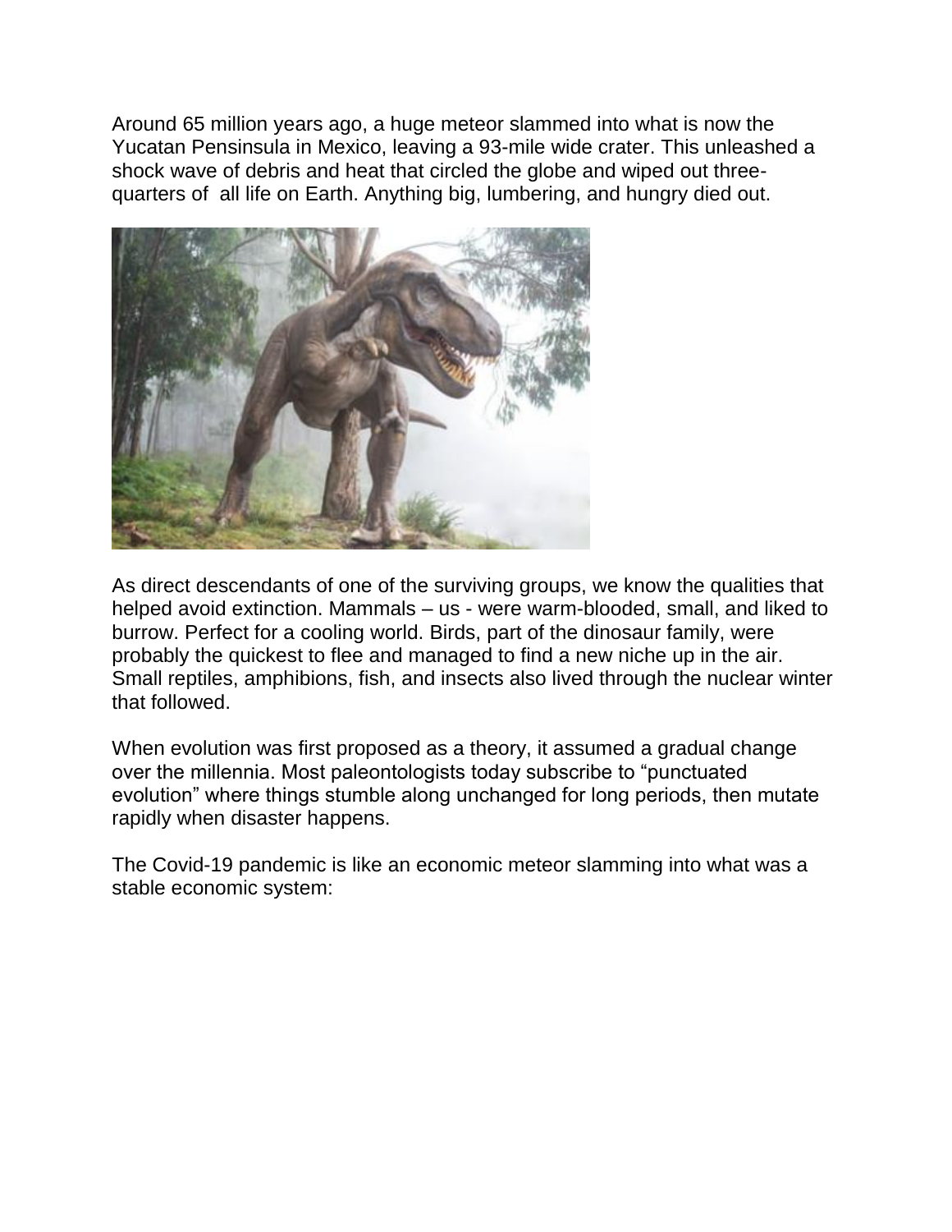Around 65 million years ago, a huge meteor slammed into what is now the Yucatan Pensinsula in Mexico, leaving a 93-mile wide crater. This unleashed a shock wave of debris and heat that circled the globe and wiped out three-quarters of all life on Earth. Anything big, lumbering, and hungry died out.

As direct descendants of one of the surviving groups, we know the qualities that helped avoid extinction. Mammals – us - were warm-blooded, small, and liked to burrow. Perfect for a cooling world. Birds, part of the dinosaur family, were probably the quickest to flee and managed to find a new niche up in the air. Small reptiles, amphibions, fish, and insects also lived through the nuclear winter that followed.

When evolution was first proposed as a theory, it assumed a gradual change over the millennia. Most paleontologists today subscribe to "punctuated evolution" where things stumble along unchanged for long periods, then mutate rapidly when disaster happens.

The Covid-19 pandemic is like an economic meteor slamming into what was a stable economic system: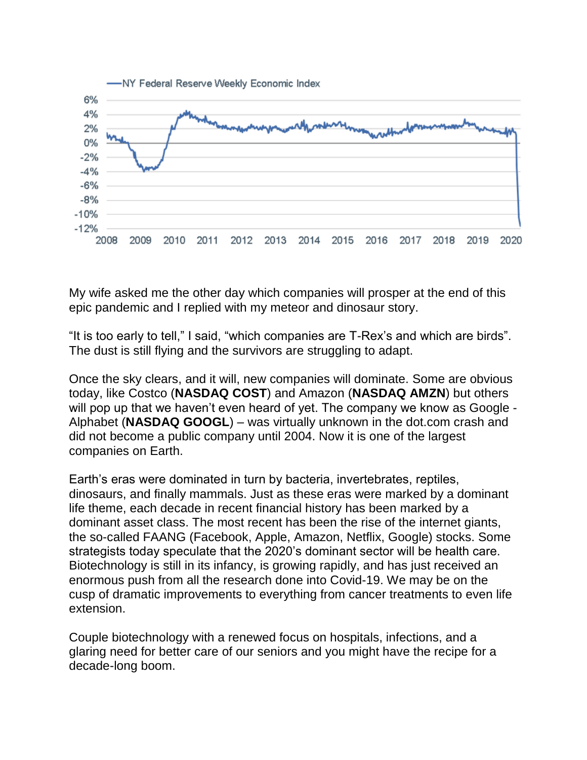My wife asked me the other day which companies will prosper at the end of this epic pandemic and I replied with my meteor and dinosaur story.

"It is too early to tell," I said, "which companies are T-Rex's and which are birds". The dust is still flying and the survivors are struggling to adapt.

Once the sky clears, and it will, new companies will dominate. Some are obvious today, like Costco (**NASDAQ COST**) and Amazon (**NASDAQ AMZN**) but others will pop up that we haven't even heard of yet. The company we know as Google - Alphabet (**NASDAQ GOOGL**) – was virtually unknown in the dot.com crash and did not become a public company until 2004. Now it is one of the largest companies on Earth.

Earth's eras were dominated in turn by bacteria, invertebrates, reptiles, dinosaurs, and finally mammals. Just as these eras were marked by a dominant life theme, each decade in recent financial history has been marked by a dominant asset class. The most recent has been the rise of the internet giants, the so-called FAANG (Facebook, Apple, Amazon, Netflix, Google) stocks. Some strategists today speculate that the 2020's dominant sector will be health care. Biotechnology is still in its infancy, is growing rapidly, and has just received an enormous push from all the research done into Covid-19. We may be on the cusp of dramatic improvements to everything from cancer treatments to even life extension.

Couple biotechnology with a renewed focus on hospitals, infections, and a glaring need for better care of our seniors and you might have the recipe for a decade-long boom.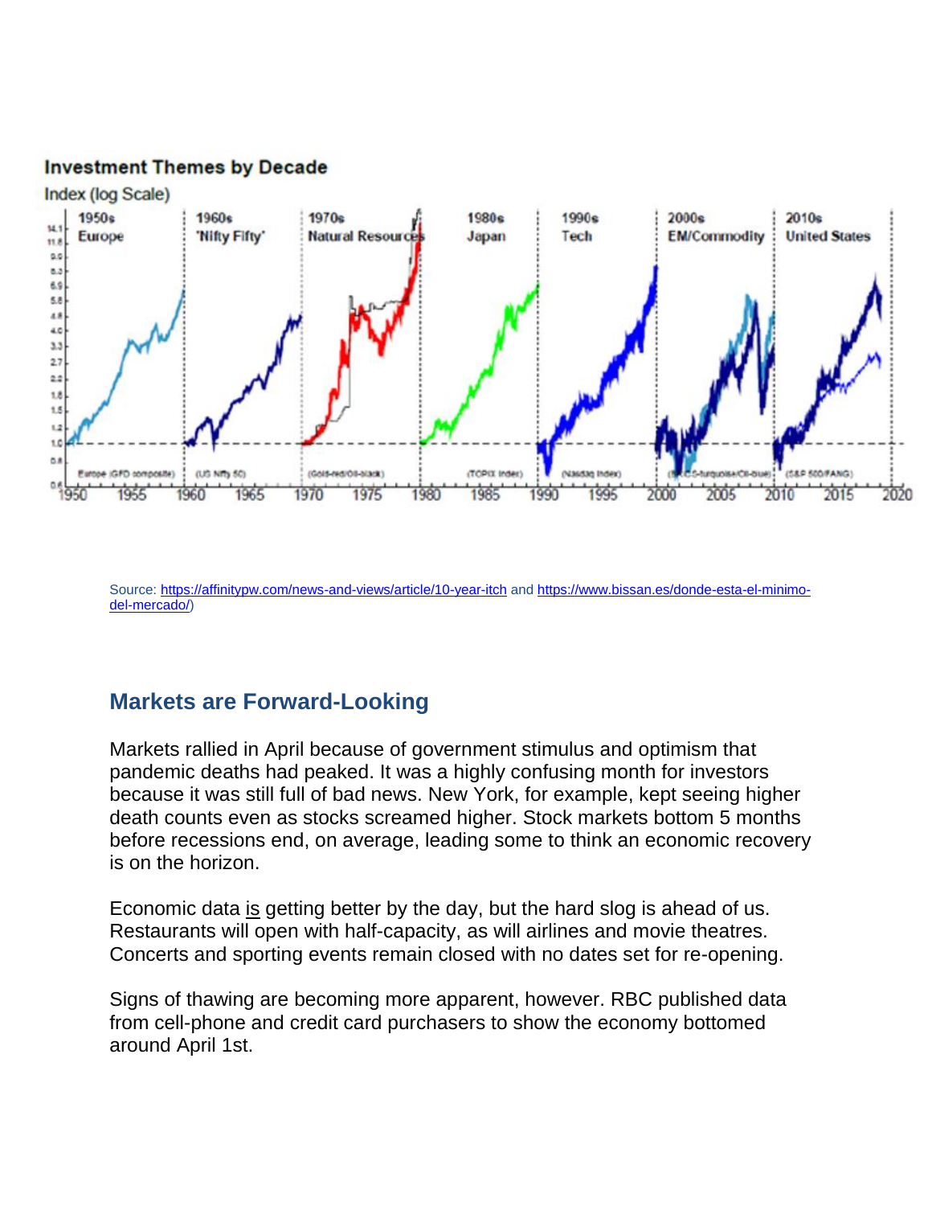**Investment Themes by Decade**

Index (log Scale)

Source: https://affinitypw.com/news-and-views/article/10-year-itch and https://www.bissan.es/donde-esta-el-minimo-del-mercado/)

## Markets are Forward-Looking

Markets rallied in April because of government stimulus and optimism that pandemic deaths had peaked. It was a highly confusing month for investors because it was still full of bad news. New York, for example, kept seeing higher death counts even as stocks screamed higher. Stock markets bottom 5 months before recessions end, on average, leading some to think an economic recovery is on the horizon.

Economic data is getting better by the day, but the hard slog is ahead of us. Restaurants will open with half-capacity, as will airlines and movie theatres. Concerts and sporting events remain closed with no dates set for re-opening.

Signs of thawing are becoming more apparent, however. RBC published data from cell-phone and credit card purchasers to show the economy bottomed around April 1st.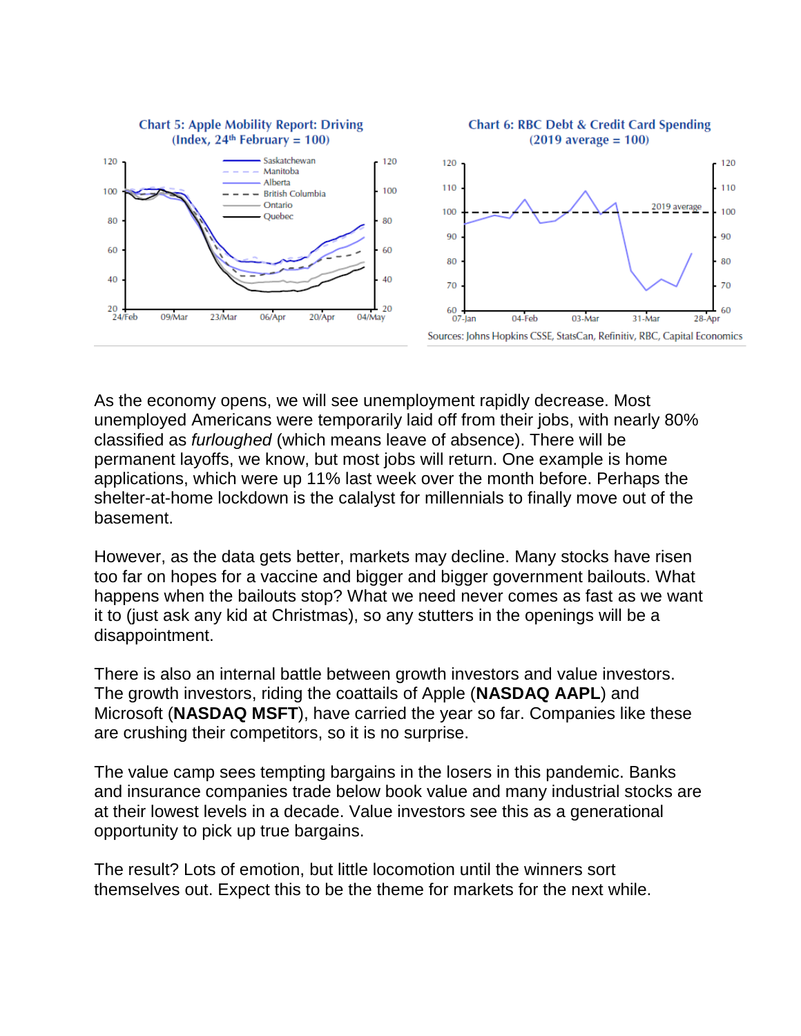**Chart 5: Apple Mobility Report: Driving (Index, 24th February = 100)**

**Chart 6: RBC Debt & Credit Card Spending (2019 average = 100)**

Sources: Johns Hopkins CSSE, StatsCan, Refinitiv, RBC, Capital Economics

As the economy opens, we will see unemployment rapidly decrease. Most unemployed Americans were temporarily laid off from their jobs, with nearly 80% classified as *furloughed* (which means leave of absence). There will be permanent layoffs, we know, but most jobs will return. One example is home applications, which were up 11% last week over the month before. Perhaps the shelter-at-home lockdown is the calalyst for millennials to finally move out of the basement.

However, as the data gets better, markets may decline. Many stocks have risen too far on hopes for a vaccine and bigger and bigger government bailouts. What happens when the bailouts stop? What we need never comes as fast as we want it to (just ask any kid at Christmas), so any stutters in the openings will be a disappointment.

There is also an internal battle between growth investors and value investors. The growth investors, riding the coattails of Apple (**NASDAQ AAPL**) and Microsoft (**NASDAQ MSFT**), have carried the year so far. Companies like these are crushing their competitors, so it is no surprise.

The value camp sees tempting bargains in the losers in this pandemic. Banks and insurance companies trade below book value and many industrial stocks are at their lowest levels in a decade. Value investors see this as a generational opportunity to pick up true bargains.

The result? Lots of emotion, but little locomotion until the winners sort themselves out. Expect this to be the theme for markets for the next while.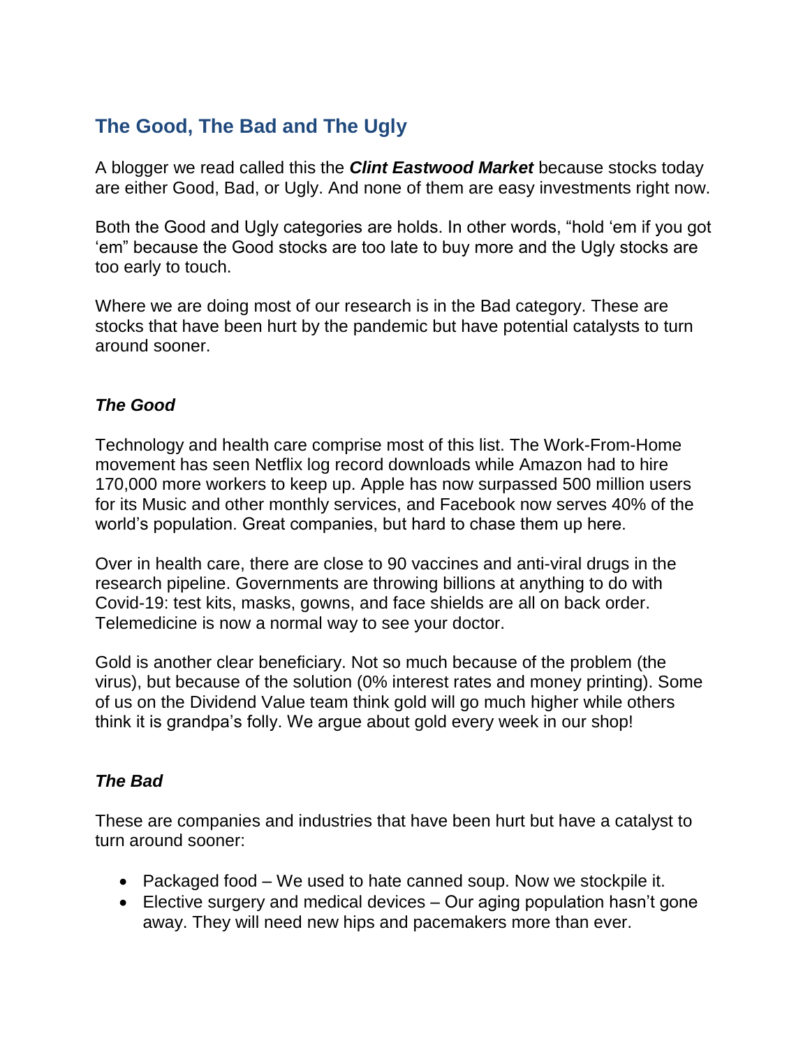## The Good, The Bad and The Ugly

A blogger we read called this the ***Clint Eastwood Market*** because stocks today are either Good, Bad, or Ugly. And none of them are easy investments right now.

Both the Good and Ugly categories are holds. In other words, "hold 'em if you got 'em" because the Good stocks are too late to buy more and the Ugly stocks are too early to touch.

Where we are doing most of our research is in the Bad category. These are stocks that have been hurt by the pandemic but have potential catalysts to turn around sooner.

### *The Good*

Technology and health care comprise most of this list. The Work-From-Home movement has seen Netflix log record downloads while Amazon had to hire 170,000 more workers to keep up. Apple has now surpassed 500 million users for its Music and other monthly services, and Facebook now serves 40% of the world's population. Great companies, but hard to chase them up here.

Over in health care, there are close to 90 vaccines and anti-viral drugs in the research pipeline. Governments are throwing billions at anything to do with Covid-19: test kits, masks, gowns, and face shields are all on back order. Telemedicine is now a normal way to see your doctor.

Gold is another clear beneficiary. Not so much because of the problem (the virus), but because of the solution (0% interest rates and money printing). Some of us on the Dividend Value team think gold will go much higher while others think it is grandpa's folly. We argue about gold every week in our shop!

### *The Bad*

These are companies and industries that have been hurt but have a catalyst to turn around sooner:

- Packaged food – We used to hate canned soup. Now we stockpile it.
- Elective surgery and medical devices – Our aging population hasn't gone away. They will need new hips and pacemakers more than ever.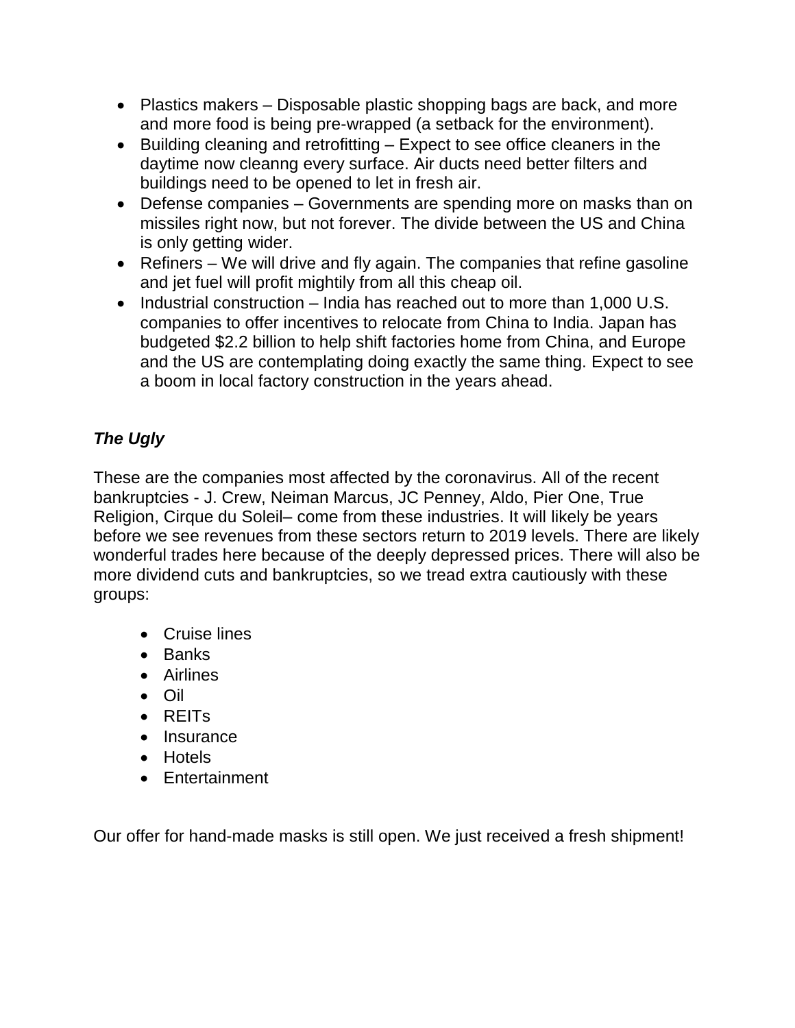- Plastics makers – Disposable plastic shopping bags are back, and more and more food is being pre-wrapped (a setback for the environment).
- Building cleaning and retrofitting – Expect to see office cleaners in the daytime now cleanng every surface. Air ducts need better filters and buildings need to be opened to let in fresh air.
- Defense companies – Governments are spending more on masks than on missiles right now, but not forever. The divide between the US and China is only getting wider.
- Refiners – We will drive and fly again. The companies that refine gasoline and jet fuel will profit mightily from all this cheap oil.
- Industrial construction – India has reached out to more than 1,000 U.S. companies to offer incentives to relocate from China to India. Japan has budgeted $2.2 billion to help shift factories home from China, and Europe and the US are contemplating doing exactly the same thing. Expect to see a boom in local factory construction in the years ahead.

***The Ugly***

These are the companies most affected by the coronavirus. All of the recent bankruptcies - J. Crew, Neiman Marcus, JC Penney, Aldo, Pier One, True Religion, Cirque du Soleil– come from these industries. It will likely be years before we see revenues from these sectors return to 2019 levels. There are likely wonderful trades here because of the deeply depressed prices. There will also be more dividend cuts and bankruptcies, so we tread extra cautiously with these groups:

- Cruise lines
- Banks
- Airlines
- Oil
- REITs
- Insurance
- Hotels
- Entertainment

Our offer for hand-made masks is still open. We just received a fresh shipment!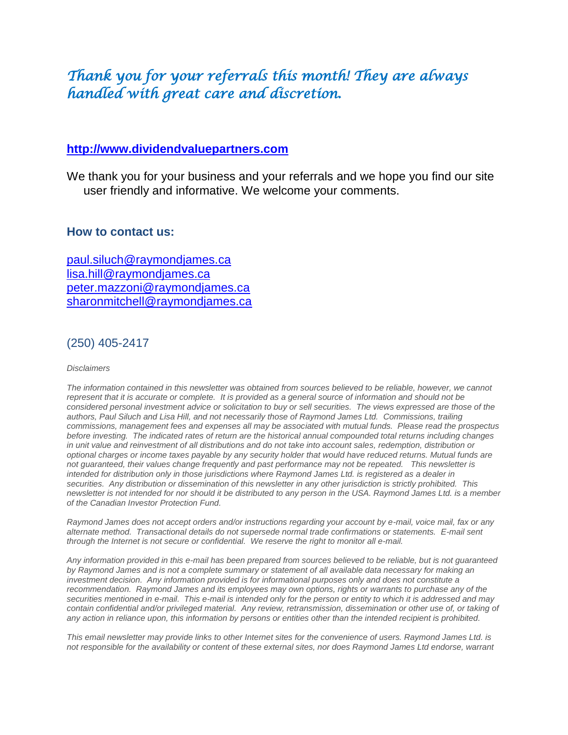*Thank you for your referrals this month! They are always handled with great care and discretion.*

**http://www.dividendvaluepartners.com**

We thank you for your business and your referrals and we hope you find our site user friendly and informative. We welcome your comments.

### How to contact us:

paul.siluch@raymondjames.ca
lisa.hill@raymondjames.ca
peter.mazzoni@raymondjames.ca
sharonmitchell@raymondjames.ca

(250) 405-2417

*Disclaimers*

*The information contained in this newsletter was obtained from sources believed to be reliable, however, we cannot represent that it is accurate or complete. It is provided as a general source of information and should not be considered personal investment advice or solicitation to buy or sell securities. The views expressed are those of the authors, Paul Siluch and Lisa Hill, and not necessarily those of Raymond James Ltd. Commissions, trailing commissions, management fees and expenses all may be associated with mutual funds. Please read the prospectus before investing. The indicated rates of return are the historical annual compounded total returns including changes in unit value and reinvestment of all distributions and do not take into account sales, redemption, distribution or optional charges or income taxes payable by any security holder that would have reduced returns. Mutual funds are not guaranteed, their values change frequently and past performance may not be repeated. This newsletter is intended for distribution only in those jurisdictions where Raymond James Ltd. is registered as a dealer in securities. Any distribution or dissemination of this newsletter in any other jurisdiction is strictly prohibited. This newsletter is not intended for nor should it be distributed to any person in the USA. Raymond James Ltd. is a member of the Canadian Investor Protection Fund.*

*Raymond James does not accept orders and/or instructions regarding your account by e-mail, voice mail, fax or any alternate method. Transactional details do not supersede normal trade confirmations or statements. E-mail sent through the Internet is not secure or confidential. We reserve the right to monitor all e-mail.*

*Any information provided in this e-mail has been prepared from sources believed to be reliable, but is not guaranteed by Raymond James and is not a complete summary or statement of all available data necessary for making an investment decision. Any information provided is for informational purposes only and does not constitute a recommendation. Raymond James and its employees may own options, rights or warrants to purchase any of the securities mentioned in e-mail. This e-mail is intended only for the person or entity to which it is addressed and may contain confidential and/or privileged material. Any review, retransmission, dissemination or other use of, or taking of any action in reliance upon, this information by persons or entities other than the intended recipient is prohibited.*

*This email newsletter may provide links to other Internet sites for the convenience of users. Raymond James Ltd. is not responsible for the availability or content of these external sites, nor does Raymond James Ltd endorse, warrant*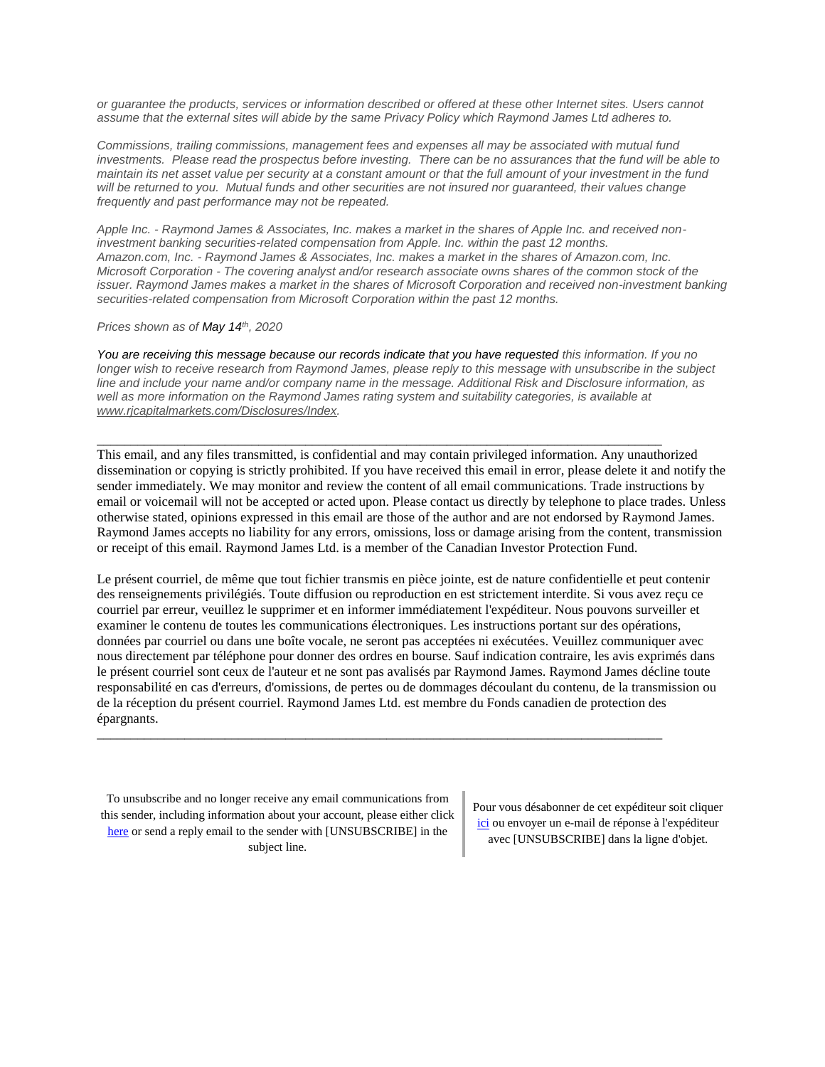*or guarantee the products, services or information described or offered at these other Internet sites. Users cannot assume that the external sites will abide by the same Privacy Policy which Raymond James Ltd adheres to.*

*Commissions, trailing commissions, management fees and expenses all may be associated with mutual fund investments. Please read the prospectus before investing. There can be no assurances that the fund will be able to maintain its net asset value per security at a constant amount or that the full amount of your investment in the fund will be returned to you. Mutual funds and other securities are not insured nor guaranteed, their values change frequently and past performance may not be repeated.*

*Apple Inc. - Raymond James & Associates, Inc. makes a market in the shares of Apple Inc. and received non-investment banking securities-related compensation from Apple. Inc. within the past 12 months.*
*Amazon.com, Inc. - Raymond James & Associates, Inc. makes a market in the shares of Amazon.com, Inc.*
*Microsoft Corporation - The covering analyst and/or research associate owns shares of the common stock of the issuer. Raymond James makes a market in the shares of Microsoft Corporation and received non-investment banking securities-related compensation from Microsoft Corporation within the past 12 months.*

*Prices shown as of May 14th, 2020*

*You are receiving this message because our records indicate that you have requested this information. If you no longer wish to receive research from Raymond James, please reply to this message with unsubscribe in the subject line and include your name and/or company name in the message. Additional Risk and Disclosure information, as well as more information on the Raymond James rating system and suitability categories, is available at www.rjcapitalmarkets.com/Disclosures/Index.*

---

This email, and any files transmitted, is confidential and may contain privileged information. Any unauthorized dissemination or copying is strictly prohibited. If you have received this email in error, please delete it and notify the sender immediately. We may monitor and review the content of all email communications. Trade instructions by email or voicemail will not be accepted or acted upon. Please contact us directly by telephone to place trades. Unless otherwise stated, opinions expressed in this email are those of the author and are not endorsed by Raymond James. Raymond James accepts no liability for any errors, omissions, loss or damage arising from the content, transmission or receipt of this email. Raymond James Ltd. is a member of the Canadian Investor Protection Fund.

Le présent courriel, de même que tout fichier transmis en pièce jointe, est de nature confidentielle et peut contenir des renseignements privilégiés. Toute diffusion ou reproduction en est strictement interdite. Si vous avez reçu ce courriel par erreur, veuillez le supprimer et en informer immédiatement l'expéditeur. Nous pouvons surveiller et examiner le contenu de toutes les communications électroniques. Les instructions portant sur des opérations, données par courriel ou dans une boîte vocale, ne seront pas acceptées ni exécutées. Veuillez communiquer avec nous directement par téléphone pour donner des ordres en bourse. Sauf indication contraire, les avis exprimés dans le présent courriel sont ceux de l'auteur et ne sont pas avalisés par Raymond James. Raymond James décline toute responsabilité en cas d'erreurs, d'omissions, de pertes ou de dommages découlant du contenu, de la transmission ou de la réception du présent courriel. Raymond James Ltd. est membre du Fonds canadien de protection des épargnants.

---

To unsubscribe and no longer receive any email communications from this sender, including information about your account, please either click here or send a reply email to the sender with [UNSUBSCRIBE] in the subject line.

Pour vous désabonner de cet expéditeur soit cliquer ici ou envoyer un e-mail de réponse à l'expéditeur avec [UNSUBSCRIBE] dans la ligne d'objet.